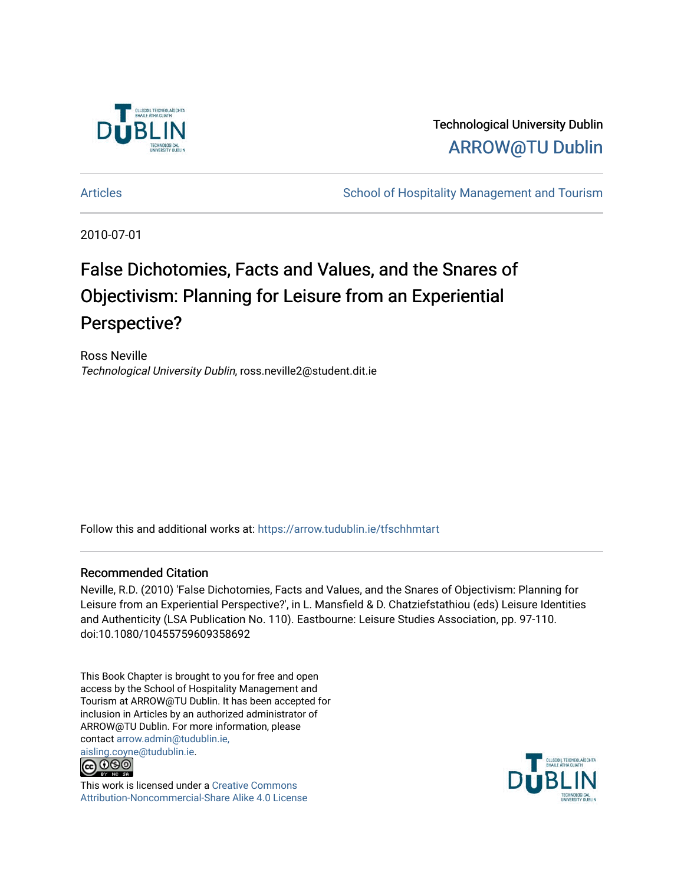Technological University Dublin

ARROW@TU Dublin

Articles

School of Hospitality Management and Tourism

2010-07-01

# False Dichotomies, Facts and Values, and the Snares of Objectivism: Planning for Leisure from an Experiential Perspective?

Ross Neville

*Technological University Dublin*, ross.neville2@student.dit.ie

Follow this and additional works at: https://arrow.tudublin.ie/tfschhmtart

## Recommended Citation

Neville, R.D. (2010) 'False Dichotomies, Facts and Values, and the Snares of Objectivism: Planning for Leisure from an Experiential Perspective?', in L. Mansfield & D. Chatziefstathiou (eds) Leisure Identities and Authenticity (LSA Publication No. 110). Eastbourne: Leisure Studies Association, pp. 97-110. doi:10.1080/10455759609358692

This Book Chapter is brought to you for free and open access by the School of Hospitality Management and Tourism at ARROW@TU Dublin. It has been accepted for inclusion in Articles by an authorized administrator of ARROW@TU Dublin. For more information, please contact arrow.admin@tudublin.ie, aisling.coyne@tudublin.ie.

This work is licensed under a Creative Commons Attribution-Noncommercial-Share Alike 4.0 License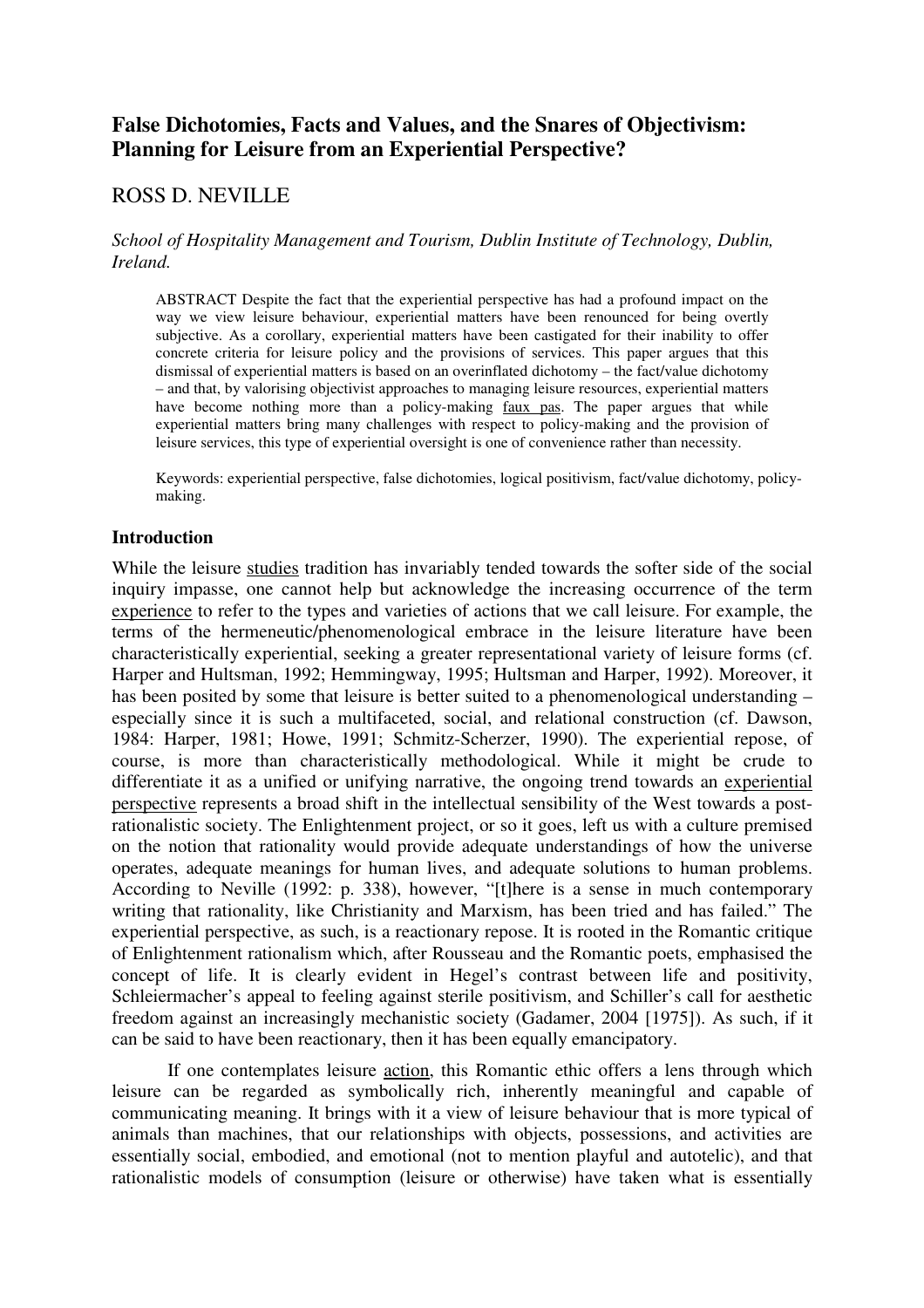# False Dichotomies, Facts and Values, and the Snares of Objectivism: Planning for Leisure from an Experiential Perspective?

ROSS D. NEVILLE

*School of Hospitality Management and Tourism, Dublin Institute of Technology, Dublin, Ireland.*

> ABSTRACT Despite the fact that the experiential perspective has had a profound impact on the way we view leisure behaviour, experiential matters have been renounced for being overtly subjective. As a corollary, experiential matters have been castigated for their inability to offer concrete criteria for leisure policy and the provisions of services. This paper argues that this dismissal of experiential matters is based on an overinflated dichotomy – the fact/value dichotomy – and that, by valorising objectivist approaches to managing leisure resources, experiential matters have become nothing more than a policy-making faux pas. The paper argues that while experiential matters bring many challenges with respect to policy-making and the provision of leisure services, this type of experiential oversight is one of convenience rather than necessity.
>
> Keywords: experiential perspective, false dichotomies, logical positivism, fact/value dichotomy, policy-making.

## Introduction

While the leisure studies tradition has invariably tended towards the softer side of the social inquiry impasse, one cannot help but acknowledge the increasing occurrence of the term experience to refer to the types and varieties of actions that we call leisure. For example, the terms of the hermeneutic/phenomenological embrace in the leisure literature have been characteristically experiential, seeking a greater representational variety of leisure forms (cf. Harper and Hultsman, 1992; Hemmingway, 1995; Hultsman and Harper, 1992). Moreover, it has been posited by some that leisure is better suited to a phenomenological understanding – especially since it is such a multifaceted, social, and relational construction (cf. Dawson, 1984: Harper, 1981; Howe, 1991; Schmitz-Scherzer, 1990). The experiential repose, of course, is more than characteristically methodological. While it might be crude to differentiate it as a unified or unifying narrative, the ongoing trend towards an experiential perspective represents a broad shift in the intellectual sensibility of the West towards a post-rationalistic society. The Enlightenment project, or so it goes, left us with a culture premised on the notion that rationality would provide adequate understandings of how the universe operates, adequate meanings for human lives, and adequate solutions to human problems. According to Neville (1992: p. 338), however, "[t]here is a sense in much contemporary writing that rationality, like Christianity and Marxism, has been tried and has failed." The experiential perspective, as such, is a reactionary repose. It is rooted in the Romantic critique of Enlightenment rationalism which, after Rousseau and the Romantic poets, emphasised the concept of life. It is clearly evident in Hegel's contrast between life and positivity, Schleiermacher's appeal to feeling against sterile positivism, and Schiller's call for aesthetic freedom against an increasingly mechanistic society (Gadamer, 2004 [1975]). As such, if it can be said to have been reactionary, then it has been equally emancipatory.

If one contemplates leisure action, this Romantic ethic offers a lens through which leisure can be regarded as symbolically rich, inherently meaningful and capable of communicating meaning. It brings with it a view of leisure behaviour that is more typical of animals than machines, that our relationships with objects, possessions, and activities are essentially social, embodied, and emotional (not to mention playful and autotelic), and that rationalistic models of consumption (leisure or otherwise) have taken what is essentially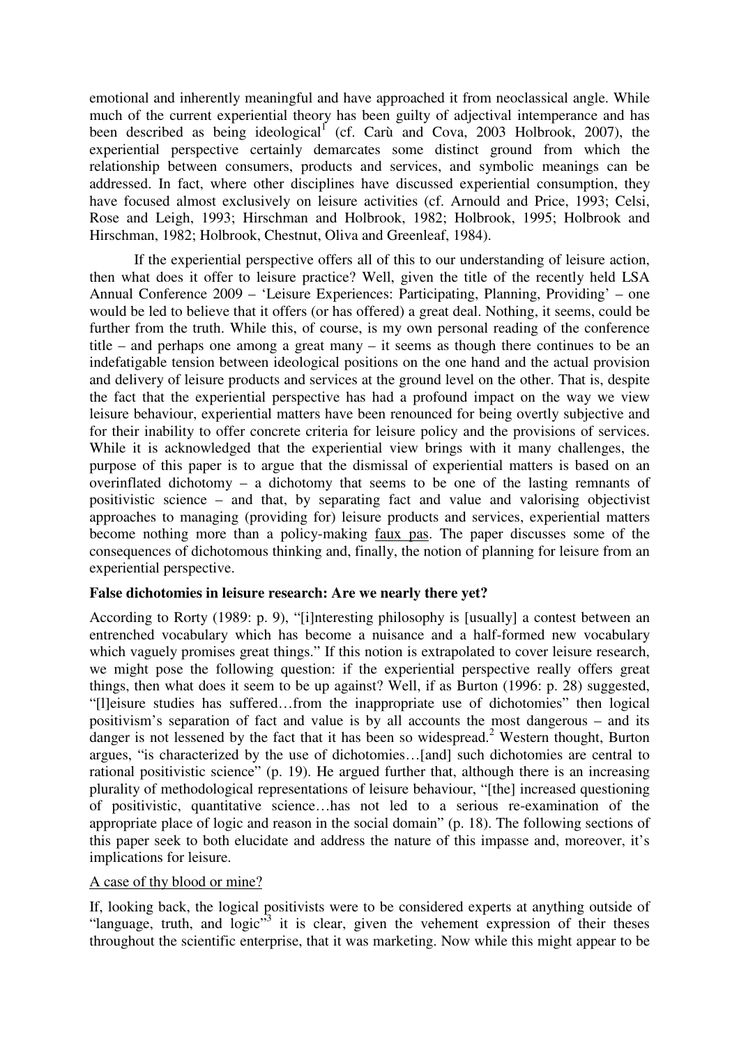emotional and inherently meaningful and have approached it from neoclassical angle. While much of the current experiential theory has been guilty of adjectival intemperance and has been described as being ideological[1] (cf. Carù and Cova, 2003 Holbrook, 2007), the experiential perspective certainly demarcates some distinct ground from which the relationship between consumers, products and services, and symbolic meanings can be addressed. In fact, where other disciplines have discussed experiential consumption, they have focused almost exclusively on leisure activities (cf. Arnould and Price, 1993; Celsi, Rose and Leigh, 1993; Hirschman and Holbrook, 1982; Holbrook, 1995; Holbrook and Hirschman, 1982; Holbrook, Chestnut, Oliva and Greenleaf, 1984).

If the experiential perspective offers all of this to our understanding of leisure action, then what does it offer to leisure practice? Well, given the title of the recently held LSA Annual Conference 2009 – 'Leisure Experiences: Participating, Planning, Providing' – one would be led to believe that it offers (or has offered) a great deal. Nothing, it seems, could be further from the truth. While this, of course, is my own personal reading of the conference title – and perhaps one among a great many – it seems as though there continues to be an indefatigable tension between ideological positions on the one hand and the actual provision and delivery of leisure products and services at the ground level on the other. That is, despite the fact that the experiential perspective has had a profound impact on the way we view leisure behaviour, experiential matters have been renounced for being overtly subjective and for their inability to offer concrete criteria for leisure policy and the provisions of services. While it is acknowledged that the experiential view brings with it many challenges, the purpose of this paper is to argue that the dismissal of experiential matters is based on an overinflated dichotomy – a dichotomy that seems to be one of the lasting remnants of positivistic science – and that, by separating fact and value and valorising objectivist approaches to managing (providing for) leisure products and services, experiential matters become nothing more than a policy-making faux pas. The paper discusses some of the consequences of dichotomous thinking and, finally, the notion of planning for leisure from an experiential perspective.

## False dichotomies in leisure research: Are we nearly there yet?

According to Rorty (1989: p. 9), "[i]nteresting philosophy is [usually] a contest between an entrenched vocabulary which has become a nuisance and a half-formed new vocabulary which vaguely promises great things." If this notion is extrapolated to cover leisure research, we might pose the following question: if the experiential perspective really offers great things, then what does it seem to be up against? Well, if as Burton (1996: p. 28) suggested, "[l]eisure studies has suffered…from the inappropriate use of dichotomies" then logical positivism's separation of fact and value is by all accounts the most dangerous – and its danger is not lessened by the fact that it has been so widespread.[2] Western thought, Burton argues, "is characterized by the use of dichotomies…[and] such dichotomies are central to rational positivistic science" (p. 19). He argued further that, although there is an increasing plurality of methodological representations of leisure behaviour, "[the] increased questioning of positivistic, quantitative science…has not led to a serious re-examination of the appropriate place of logic and reason in the social domain" (p. 18). The following sections of this paper seek to both elucidate and address the nature of this impasse and, moreover, it's implications for leisure.

### A case of thy blood or mine?

If, looking back, the logical positivists were to be considered experts at anything outside of "language, truth, and logic"[3] it is clear, given the vehement expression of their theses throughout the scientific enterprise, that it was marketing. Now while this might appear to be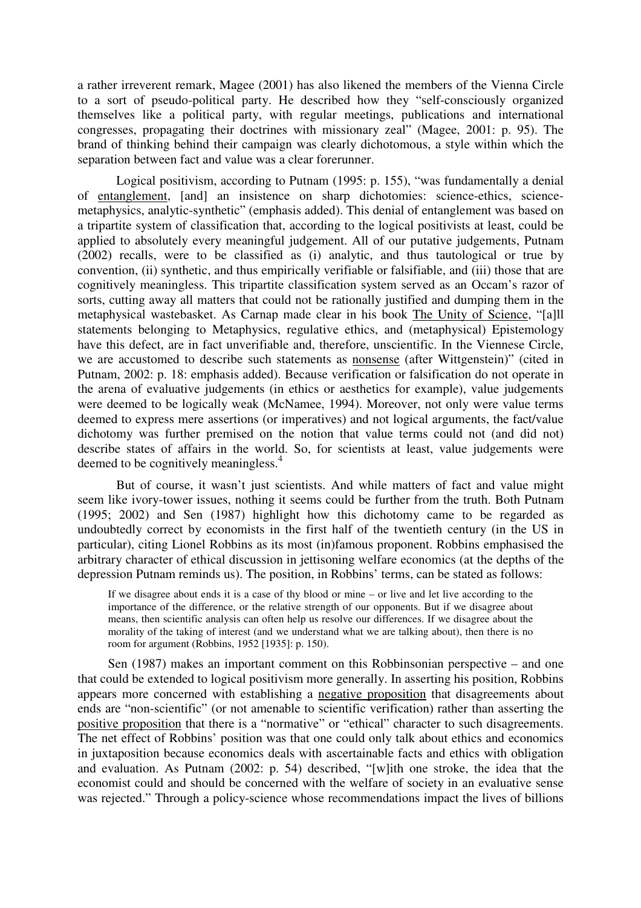a rather irreverent remark, Magee (2001) has also likened the members of the Vienna Circle to a sort of pseudo-political party. He described how they "self-consciously organized themselves like a political party, with regular meetings, publications and international congresses, propagating their doctrines with missionary zeal" (Magee, 2001: p. 95). The brand of thinking behind their campaign was clearly dichotomous, a style within which the separation between fact and value was a clear forerunner.

Logical positivism, according to Putnam (1995: p. 155), "was fundamentally a denial of <u>entanglement</u>, [and] an insistence on sharp dichotomies: science-ethics, science-metaphysics, analytic-synthetic" (emphasis added). This denial of entanglement was based on a tripartite system of classification that, according to the logical positivists at least, could be applied to absolutely every meaningful judgement. All of our putative judgements, Putnam (2002) recalls, were to be classified as (i) analytic, and thus tautological or true by convention, (ii) synthetic, and thus empirically verifiable or falsifiable, and (iii) those that are cognitively meaningless. This tripartite classification system served as an Occam's razor of sorts, cutting away all matters that could not be rationally justified and dumping them in the metaphysical wastebasket. As Carnap made clear in his book <u>The Unity of Science</u>, "[a]ll statements belonging to Metaphysics, regulative ethics, and (metaphysical) Epistemology have this defect, are in fact unverifiable and, therefore, unscientific. In the Viennese Circle, we are accustomed to describe such statements as <u>nonsense</u> (after Wittgenstein)" (cited in Putnam, 2002: p. 18: emphasis added). Because verification or falsification do not operate in the arena of evaluative judgements (in ethics or aesthetics for example), value judgements were deemed to be logically weak (McNamee, 1994). Moreover, not only were value terms deemed to express mere assertions (or imperatives) and not logical arguments, the fact/value dichotomy was further premised on the notion that value terms could not (and did not) describe states of affairs in the world. So, for scientists at least, value judgements were deemed to be cognitively meaningless.[4]

But of course, it wasn't just scientists. And while matters of fact and value might seem like ivory-tower issues, nothing it seems could be further from the truth. Both Putnam (1995; 2002) and Sen (1987) highlight how this dichotomy came to be regarded as undoubtedly correct by economists in the first half of the twentieth century (in the US in particular), citing Lionel Robbins as its most (in)famous proponent. Robbins emphasised the arbitrary character of ethical discussion in jettisoning welfare economics (at the depths of the depression Putnam reminds us). The position, in Robbins' terms, can be stated as follows:

> If we disagree about ends it is a case of thy blood or mine – or live and let live according to the importance of the difference, or the relative strength of our opponents. But if we disagree about means, then scientific analysis can often help us resolve our differences. If we disagree about the morality of the taking of interest (and we understand what we are talking about), then there is no room for argument (Robbins, 1952 [1935]: p. 150).

Sen (1987) makes an important comment on this Robbinsonian perspective – and one that could be extended to logical positivism more generally. In asserting his position, Robbins appears more concerned with establishing a <u>negative proposition</u> that disagreements about ends are "non-scientific" (or not amenable to scientific verification) rather than asserting the <u>positive proposition</u> that there is a "normative" or "ethical" character to such disagreements. The net effect of Robbins' position was that one could only talk about ethics and economics in juxtaposition because economics deals with ascertainable facts and ethics with obligation and evaluation. As Putnam (2002: p. 54) described, "[w]ith one stroke, the idea that the economist could and should be concerned with the welfare of society in an evaluative sense was rejected." Through a policy-science whose recommendations impact the lives of billions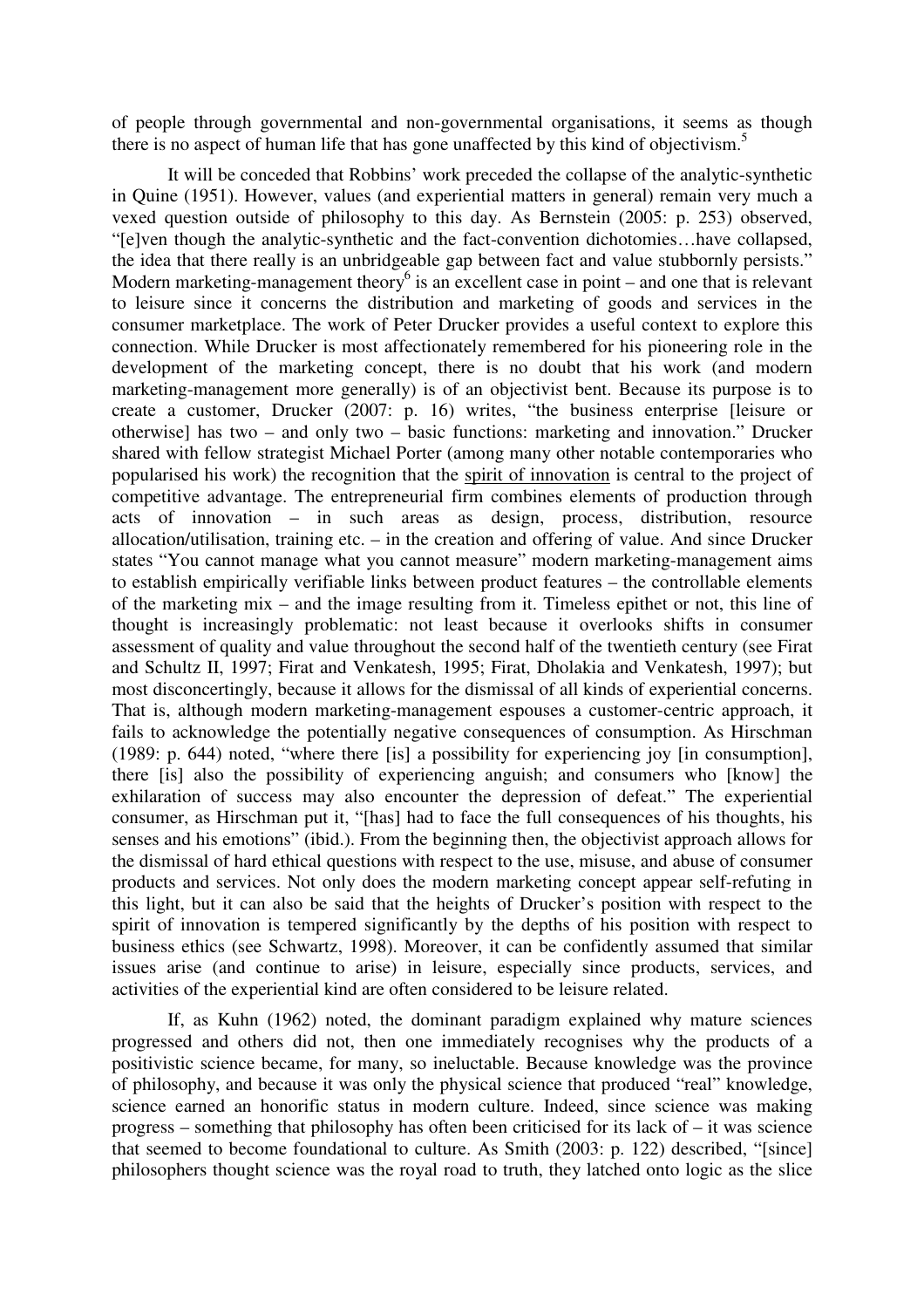of people through governmental and non-governmental organisations, it seems as though there is no aspect of human life that has gone unaffected by this kind of objectivism.[5]

It will be conceded that Robbins' work preceded the collapse of the analytic-synthetic in Quine (1951). However, values (and experiential matters in general) remain very much a vexed question outside of philosophy to this day. As Bernstein (2005: p. 253) observed, "[e]ven though the analytic-synthetic and the fact-convention dichotomies…have collapsed, the idea that there really is an unbridgeable gap between fact and value stubbornly persists." Modern marketing-management theory[6] is an excellent case in point – and one that is relevant to leisure since it concerns the distribution and marketing of goods and services in the consumer marketplace. The work of Peter Drucker provides a useful context to explore this connection. While Drucker is most affectionately remembered for his pioneering role in the development of the marketing concept, there is no doubt that his work (and modern marketing-management more generally) is of an objectivist bent. Because its purpose is to create a customer, Drucker (2007: p. 16) writes, "the business enterprise [leisure or otherwise] has two – and only two – basic functions: marketing and innovation." Drucker shared with fellow strategist Michael Porter (among many other notable contemporaries who popularised his work) the recognition that the <u>spirit of innovation</u> is central to the project of competitive advantage. The entrepreneurial firm combines elements of production through acts of innovation – in such areas as design, process, distribution, resource allocation/utilisation, training etc. – in the creation and offering of value. And since Drucker states "You cannot manage what you cannot measure" modern marketing-management aims to establish empirically verifiable links between product features – the controllable elements of the marketing mix – and the image resulting from it. Timeless epithet or not, this line of thought is increasingly problematic: not least because it overlooks shifts in consumer assessment of quality and value throughout the second half of the twentieth century (see Firat and Schultz II, 1997; Firat and Venkatesh, 1995; Firat, Dholakia and Venkatesh, 1997); but most disconcertingly, because it allows for the dismissal of all kinds of experiential concerns. That is, although modern marketing-management espouses a customer-centric approach, it fails to acknowledge the potentially negative consequences of consumption. As Hirschman (1989: p. 644) noted, "where there [is] a possibility for experiencing joy [in consumption], there [is] also the possibility of experiencing anguish; and consumers who [know] the exhilaration of success may also encounter the depression of defeat." The experiential consumer, as Hirschman put it, "[has] had to face the full consequences of his thoughts, his senses and his emotions" (ibid.). From the beginning then, the objectivist approach allows for the dismissal of hard ethical questions with respect to the use, misuse, and abuse of consumer products and services. Not only does the modern marketing concept appear self-refuting in this light, but it can also be said that the heights of Drucker's position with respect to the spirit of innovation is tempered significantly by the depths of his position with respect to business ethics (see Schwartz, 1998). Moreover, it can be confidently assumed that similar issues arise (and continue to arise) in leisure, especially since products, services, and activities of the experiential kind are often considered to be leisure related.

If, as Kuhn (1962) noted, the dominant paradigm explained why mature sciences progressed and others did not, then one immediately recognises why the products of a positivistic science became, for many, so ineluctable. Because knowledge was the province of philosophy, and because it was only the physical science that produced "real" knowledge, science earned an honorific status in modern culture. Indeed, since science was making progress – something that philosophy has often been criticised for its lack of – it was science that seemed to become foundational to culture. As Smith (2003: p. 122) described, "[since] philosophers thought science was the royal road to truth, they latched onto logic as the slice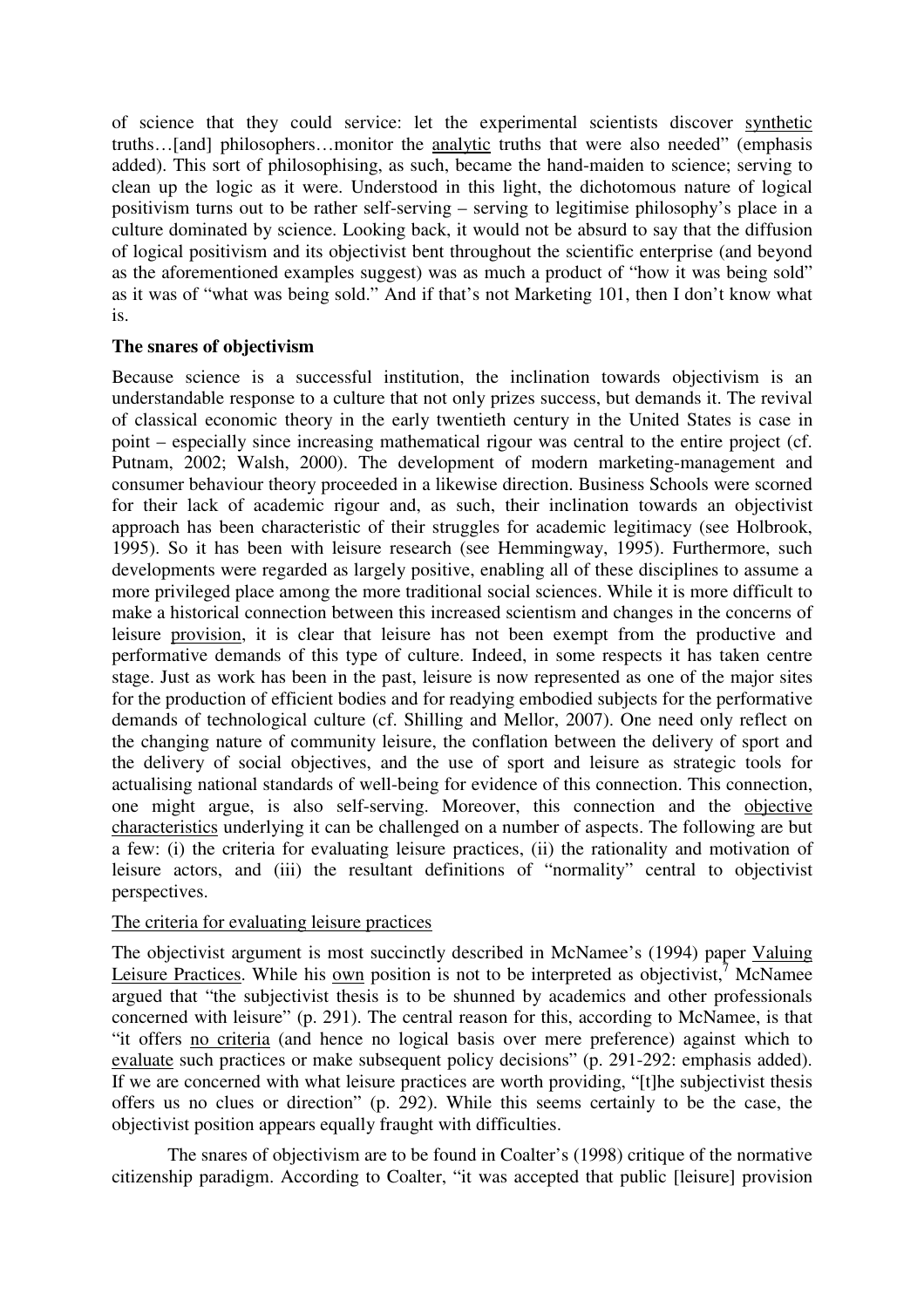of science that they could service: let the experimental scientists discover <u>synthetic</u> truths…[and] philosophers…monitor the <u>analytic</u> truths that were also needed" (emphasis added). This sort of philosophising, as such, became the hand-maiden to science; serving to clean up the logic as it were. Understood in this light, the dichotomous nature of logical positivism turns out to be rather self-serving – serving to legitimise philosophy's place in a culture dominated by science. Looking back, it would not be absurd to say that the diffusion of logical positivism and its objectivist bent throughout the scientific enterprise (and beyond as the aforementioned examples suggest) was as much a product of "how it was being sold" as it was of "what was being sold." And if that's not Marketing 101, then I don't know what is.

**The snares of objectivism**

Because science is a successful institution, the inclination towards objectivism is an understandable response to a culture that not only prizes success, but demands it. The revival of classical economic theory in the early twentieth century in the United States is case in point – especially since increasing mathematical rigour was central to the entire project (cf. Putnam, 2002; Walsh, 2000). The development of modern marketing-management and consumer behaviour theory proceeded in a likewise direction. Business Schools were scorned for their lack of academic rigour and, as such, their inclination towards an objectivist approach has been characteristic of their struggles for academic legitimacy (see Holbrook, 1995). So it has been with leisure research (see Hemmingway, 1995). Furthermore, such developments were regarded as largely positive, enabling all of these disciplines to assume a more privileged place among the more traditional social sciences. While it is more difficult to make a historical connection between this increased scientism and changes in the concerns of leisure <u>provision</u>, it is clear that leisure has not been exempt from the productive and performative demands of this type of culture. Indeed, in some respects it has taken centre stage. Just as work has been in the past, leisure is now represented as one of the major sites for the production of efficient bodies and for readying embodied subjects for the performative demands of technological culture (cf. Shilling and Mellor, 2007). One need only reflect on the changing nature of community leisure, the conflation between the delivery of sport and the delivery of social objectives, and the use of sport and leisure as strategic tools for actualising national standards of well-being for evidence of this connection. This connection, one might argue, is also self-serving. Moreover, this connection and the <u>objective characteristics</u> underlying it can be challenged on a number of aspects. The following are but a few: (i) the criteria for evaluating leisure practices, (ii) the rationality and motivation of leisure actors, and (iii) the resultant definitions of "normality" central to objectivist perspectives.

<u>The criteria for evaluating leisure practices</u>

The objectivist argument is most succinctly described in McNamee's (1994) paper <u>Valuing Leisure Practices</u>. While his <u>own</u> position is not to be interpreted as objectivist,[7] McNamee argued that "the subjectivist thesis is to be shunned by academics and other professionals concerned with leisure" (p. 291). The central reason for this, according to McNamee, is that "it offers <u>no criteria</u> (and hence no logical basis over mere preference) against which to <u>evaluate</u> such practices or make subsequent policy decisions" (p. 291-292: emphasis added). If we are concerned with what leisure practices are worth providing, "[t]he subjectivist thesis offers us no clues or direction" (p. 292). While this seems certainly to be the case, the objectivist position appears equally fraught with difficulties.

The snares of objectivism are to be found in Coalter's (1998) critique of the normative citizenship paradigm. According to Coalter, "it was accepted that public [leisure] provision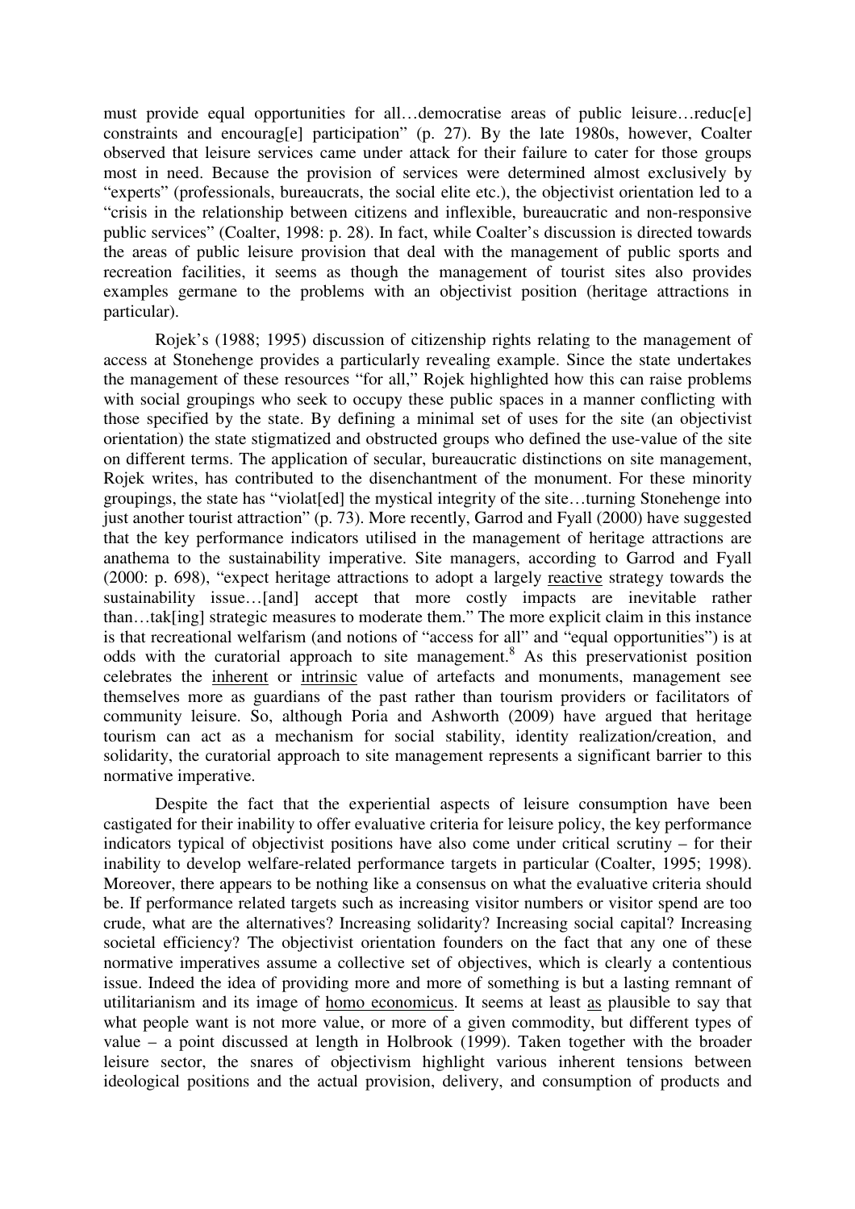must provide equal opportunities for all…democratise areas of public leisure…reduc[e] constraints and encourag[e] participation" (p. 27). By the late 1980s, however, Coalter observed that leisure services came under attack for their failure to cater for those groups most in need. Because the provision of services were determined almost exclusively by "experts" (professionals, bureaucrats, the social elite etc.), the objectivist orientation led to a "crisis in the relationship between citizens and inflexible, bureaucratic and non-responsive public services" (Coalter, 1998: p. 28). In fact, while Coalter's discussion is directed towards the areas of public leisure provision that deal with the management of public sports and recreation facilities, it seems as though the management of tourist sites also provides examples germane to the problems with an objectivist position (heritage attractions in particular).

Rojek's (1988; 1995) discussion of citizenship rights relating to the management of access at Stonehenge provides a particularly revealing example. Since the state undertakes the management of these resources "for all," Rojek highlighted how this can raise problems with social groupings who seek to occupy these public spaces in a manner conflicting with those specified by the state. By defining a minimal set of uses for the site (an objectivist orientation) the state stigmatized and obstructed groups who defined the use-value of the site on different terms. The application of secular, bureaucratic distinctions on site management, Rojek writes, has contributed to the disenchantment of the monument. For these minority groupings, the state has "violat[ed] the mystical integrity of the site…turning Stonehenge into just another tourist attraction" (p. 73). More recently, Garrod and Fyall (2000) have suggested that the key performance indicators utilised in the management of heritage attractions are anathema to the sustainability imperative. Site managers, according to Garrod and Fyall (2000: p. 698), "expect heritage attractions to adopt a largely <u>reactive</u> strategy towards the sustainability issue…[and] accept that more costly impacts are inevitable rather than…tak[ing] strategic measures to moderate them." The more explicit claim in this instance is that recreational welfarism (and notions of "access for all" and "equal opportunities") is at odds with the curatorial approach to site management.[8] As this preservationist position celebrates the <u>inherent</u> or <u>intrinsic</u> value of artefacts and monuments, management see themselves more as guardians of the past rather than tourism providers or facilitators of community leisure. So, although Poria and Ashworth (2009) have argued that heritage tourism can act as a mechanism for social stability, identity realization/creation, and solidarity, the curatorial approach to site management represents a significant barrier to this normative imperative.

Despite the fact that the experiential aspects of leisure consumption have been castigated for their inability to offer evaluative criteria for leisure policy, the key performance indicators typical of objectivist positions have also come under critical scrutiny – for their inability to develop welfare-related performance targets in particular (Coalter, 1995; 1998). Moreover, there appears to be nothing like a consensus on what the evaluative criteria should be. If performance related targets such as increasing visitor numbers or visitor spend are too crude, what are the alternatives? Increasing solidarity? Increasing social capital? Increasing societal efficiency? The objectivist orientation founders on the fact that any one of these normative imperatives assume a collective set of objectives, which is clearly a contentious issue. Indeed the idea of providing more and more of something is but a lasting remnant of utilitarianism and its image of <u>homo economicus</u>. It seems at least <u>as</u> plausible to say that what people want is not more value, or more of a given commodity, but different types of value – a point discussed at length in Holbrook (1999). Taken together with the broader leisure sector, the snares of objectivism highlight various inherent tensions between ideological positions and the actual provision, delivery, and consumption of products and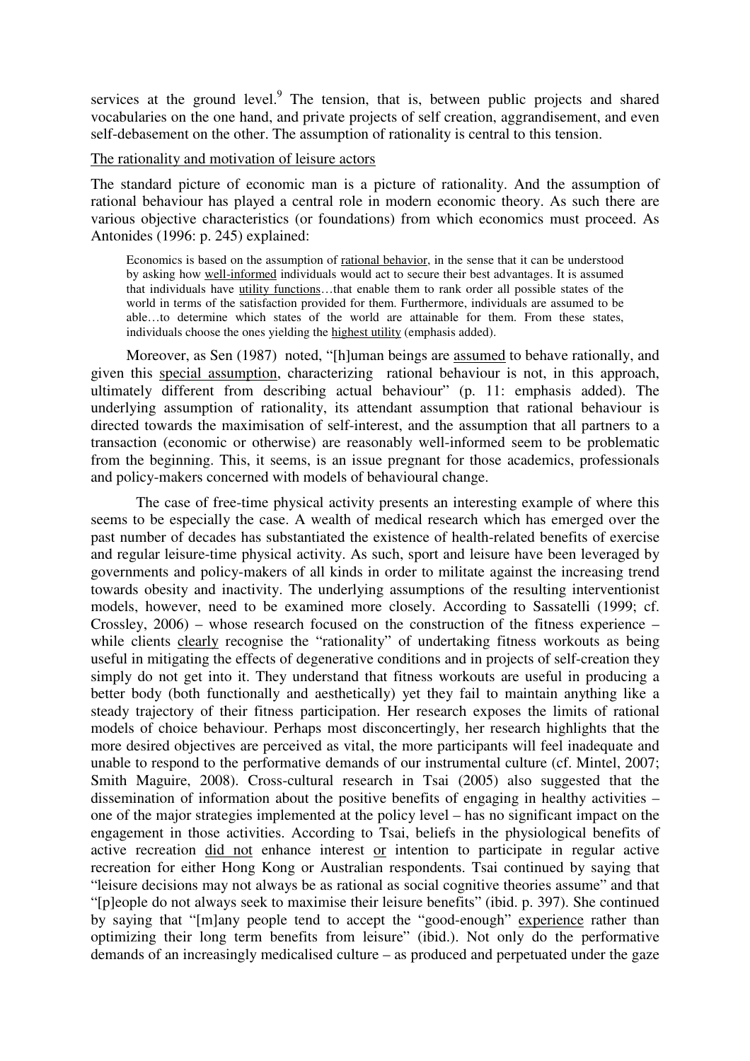services at the ground level.[9] The tension, that is, between public projects and shared vocabularies on the one hand, and private projects of self creation, aggrandisement, and even self-debasement on the other. The assumption of rationality is central to this tension.

<u>The rationality and motivation of leisure actors</u>

The standard picture of economic man is a picture of rationality. And the assumption of rational behaviour has played a central role in modern economic theory. As such there are various objective characteristics (or foundations) from which economics must proceed. As Antonides (1996: p. 245) explained:

> Economics is based on the assumption of <u>rational behavior</u>, in the sense that it can be understood by asking how <u>well-informed</u> individuals would act to secure their best advantages. It is assumed that individuals have <u>utility functions</u>…that enable them to rank order all possible states of the world in terms of the satisfaction provided for them. Furthermore, individuals are assumed to be able…to determine which states of the world are attainable for them. From these states, individuals choose the ones yielding the <u>highest utility</u> (emphasis added).

Moreover, as Sen (1987) noted, "[h]uman beings are <u>assumed</u> to behave rationally, and given this <u>special assumption</u>, characterizing rational behaviour is not, in this approach, ultimately different from describing actual behaviour" (p. 11: emphasis added). The underlying assumption of rationality, its attendant assumption that rational behaviour is directed towards the maximisation of self-interest, and the assumption that all partners to a transaction (economic or otherwise) are reasonably well-informed seem to be problematic from the beginning. This, it seems, is an issue pregnant for those academics, professionals and policy-makers concerned with models of behavioural change.

The case of free-time physical activity presents an interesting example of where this seems to be especially the case. A wealth of medical research which has emerged over the past number of decades has substantiated the existence of health-related benefits of exercise and regular leisure-time physical activity. As such, sport and leisure have been leveraged by governments and policy-makers of all kinds in order to militate against the increasing trend towards obesity and inactivity. The underlying assumptions of the resulting interventionist models, however, need to be examined more closely. According to Sassatelli (1999; cf. Crossley, 2006) – whose research focused on the construction of the fitness experience – while clients <u>clearly</u> recognise the "rationality" of undertaking fitness workouts as being useful in mitigating the effects of degenerative conditions and in projects of self-creation they simply do not get into it. They understand that fitness workouts are useful in producing a better body (both functionally and aesthetically) yet they fail to maintain anything like a steady trajectory of their fitness participation. Her research exposes the limits of rational models of choice behaviour. Perhaps most disconcertingly, her research highlights that the more desired objectives are perceived as vital, the more participants will feel inadequate and unable to respond to the performative demands of our instrumental culture (cf. Mintel, 2007; Smith Maguire, 2008). Cross-cultural research in Tsai (2005) also suggested that the dissemination of information about the positive benefits of engaging in healthy activities – one of the major strategies implemented at the policy level – has no significant impact on the engagement in those activities. According to Tsai, beliefs in the physiological benefits of active recreation <u>did not</u> enhance interest <u>or</u> intention to participate in regular active recreation for either Hong Kong or Australian respondents. Tsai continued by saying that "leisure decisions may not always be as rational as social cognitive theories assume" and that "[p]eople do not always seek to maximise their leisure benefits" (ibid. p. 397). She continued by saying that "[m]any people tend to accept the "good-enough" <u>experience</u> rather than optimizing their long term benefits from leisure" (ibid.). Not only do the performative demands of an increasingly medicalised culture – as produced and perpetuated under the gaze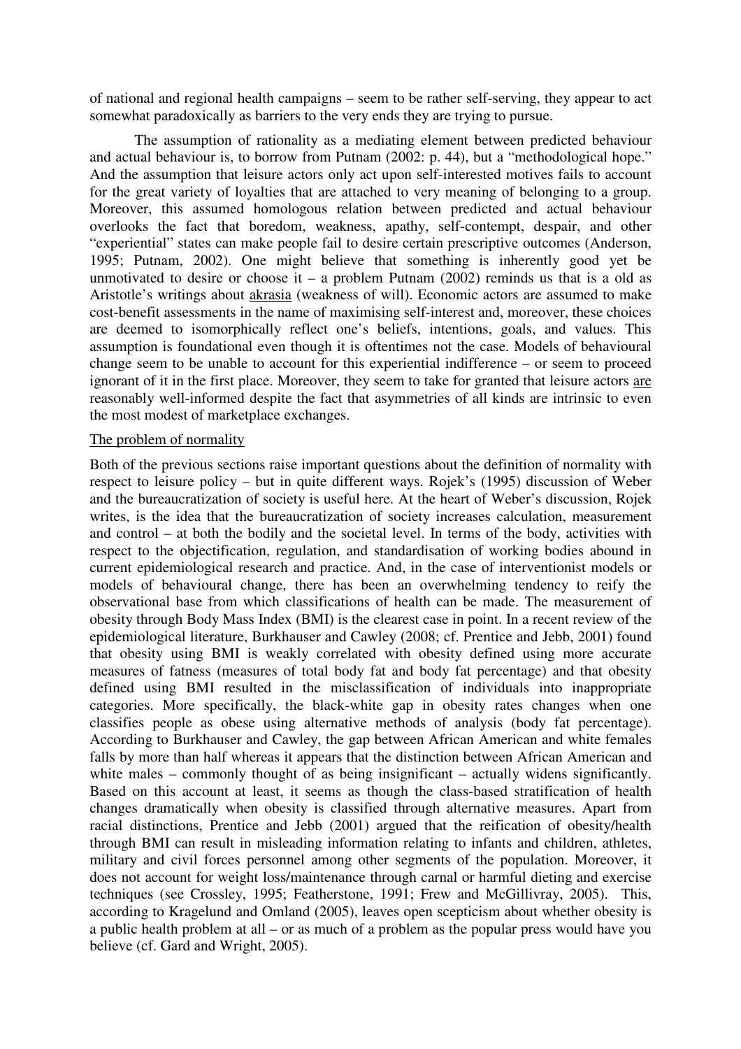of national and regional health campaigns – seem to be rather self-serving, they appear to act somewhat paradoxically as barriers to the very ends they are trying to pursue.

The assumption of rationality as a mediating element between predicted behaviour and actual behaviour is, to borrow from Putnam (2002: p. 44), but a "methodological hope." And the assumption that leisure actors only act upon self-interested motives fails to account for the great variety of loyalties that are attached to very meaning of belonging to a group. Moreover, this assumed homologous relation between predicted and actual behaviour overlooks the fact that boredom, weakness, apathy, self-contempt, despair, and other "experiential" states can make people fail to desire certain prescriptive outcomes (Anderson, 1995; Putnam, 2002). One might believe that something is inherently good yet be unmotivated to desire or choose it – a problem Putnam (2002) reminds us that is a old as Aristotle's writings about akrasia (weakness of will). Economic actors are assumed to make cost-benefit assessments in the name of maximising self-interest and, moreover, these choices are deemed to isomorphically reflect one's beliefs, intentions, goals, and values. This assumption is foundational even though it is oftentimes not the case. Models of behavioural change seem to be unable to account for this experiential indifference – or seem to proceed ignorant of it in the first place. Moreover, they seem to take for granted that leisure actors are reasonably well-informed despite the fact that asymmetries of all kinds are intrinsic to even the most modest of marketplace exchanges.

## The problem of normality

Both of the previous sections raise important questions about the definition of normality with respect to leisure policy – but in quite different ways. Rojek's (1995) discussion of Weber and the bureaucratization of society is useful here. At the heart of Weber's discussion, Rojek writes, is the idea that the bureaucratization of society increases calculation, measurement and control – at both the bodily and the societal level. In terms of the body, activities with respect to the objectification, regulation, and standardisation of working bodies abound in current epidemiological research and practice. And, in the case of interventionist models or models of behavioural change, there has been an overwhelming tendency to reify the observational base from which classifications of health can be made. The measurement of obesity through Body Mass Index (BMI) is the clearest case in point. In a recent review of the epidemiological literature, Burkhauser and Cawley (2008; cf. Prentice and Jebb, 2001) found that obesity using BMI is weakly correlated with obesity defined using more accurate measures of fatness (measures of total body fat and body fat percentage) and that obesity defined using BMI resulted in the misclassification of individuals into inappropriate categories. More specifically, the black-white gap in obesity rates changes when one classifies people as obese using alternative methods of analysis (body fat percentage). According to Burkhauser and Cawley, the gap between African American and white females falls by more than half whereas it appears that the distinction between African American and white males – commonly thought of as being insignificant – actually widens significantly. Based on this account at least, it seems as though the class-based stratification of health changes dramatically when obesity is classified through alternative measures. Apart from racial distinctions, Prentice and Jebb (2001) argued that the reification of obesity/health through BMI can result in misleading information relating to infants and children, athletes, military and civil forces personnel among other segments of the population. Moreover, it does not account for weight loss/maintenance through carnal or harmful dieting and exercise techniques (see Crossley, 1995; Featherstone, 1991; Frew and McGillivray, 2005). This, according to Kragelund and Omland (2005), leaves open scepticism about whether obesity is a public health problem at all – or as much of a problem as the popular press would have you believe (cf. Gard and Wright, 2005).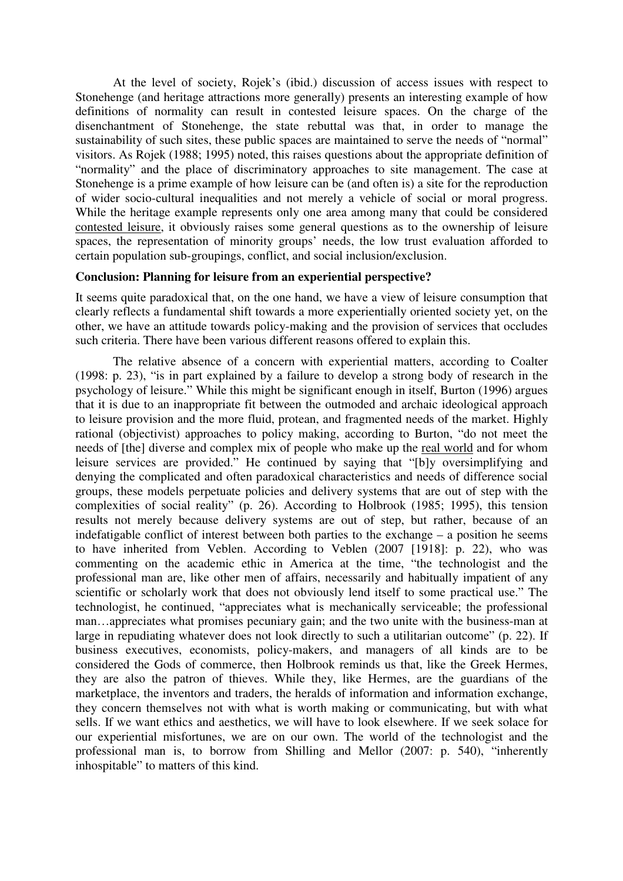At the level of society, Rojek's (ibid.) discussion of access issues with respect to Stonehenge (and heritage attractions more generally) presents an interesting example of how definitions of normality can result in contested leisure spaces. On the charge of the disenchantment of Stonehenge, the state rebuttal was that, in order to manage the sustainability of such sites, these public spaces are maintained to serve the needs of "normal" visitors. As Rojek (1988; 1995) noted, this raises questions about the appropriate definition of "normality" and the place of discriminatory approaches to site management. The case at Stonehenge is a prime example of how leisure can be (and often is) a site for the reproduction of wider socio-cultural inequalities and not merely a vehicle of social or moral progress. While the heritage example represents only one area among many that could be considered contested leisure, it obviously raises some general questions as to the ownership of leisure spaces, the representation of minority groups' needs, the low trust evaluation afforded to certain population sub-groupings, conflict, and social inclusion/exclusion.

**Conclusion: Planning for leisure from an experiential perspective?**

It seems quite paradoxical that, on the one hand, we have a view of leisure consumption that clearly reflects a fundamental shift towards a more experientially oriented society yet, on the other, we have an attitude towards policy-making and the provision of services that occludes such criteria. There have been various different reasons offered to explain this.

The relative absence of a concern with experiential matters, according to Coalter (1998: p. 23), "is in part explained by a failure to develop a strong body of research in the psychology of leisure." While this might be significant enough in itself, Burton (1996) argues that it is due to an inappropriate fit between the outmoded and archaic ideological approach to leisure provision and the more fluid, protean, and fragmented needs of the market. Highly rational (objectivist) approaches to policy making, according to Burton, "do not meet the needs of [the] diverse and complex mix of people who make up the real world and for whom leisure services are provided." He continued by saying that "[b]y oversimplifying and denying the complicated and often paradoxical characteristics and needs of difference social groups, these models perpetuate policies and delivery systems that are out of step with the complexities of social reality" (p. 26). According to Holbrook (1985; 1995), this tension results not merely because delivery systems are out of step, but rather, because of an indefatigable conflict of interest between both parties to the exchange – a position he seems to have inherited from Veblen. According to Veblen (2007 [1918]: p. 22), who was commenting on the academic ethic in America at the time, "the technologist and the professional man are, like other men of affairs, necessarily and habitually impatient of any scientific or scholarly work that does not obviously lend itself to some practical use." The technologist, he continued, "appreciates what is mechanically serviceable; the professional man…appreciates what promises pecuniary gain; and the two unite with the business-man at large in repudiating whatever does not look directly to such a utilitarian outcome" (p. 22). If business executives, economists, policy-makers, and managers of all kinds are to be considered the Gods of commerce, then Holbrook reminds us that, like the Greek Hermes, they are also the patron of thieves. While they, like Hermes, are the guardians of the marketplace, the inventors and traders, the heralds of information and information exchange, they concern themselves not with what is worth making or communicating, but with what sells. If we want ethics and aesthetics, we will have to look elsewhere. If we seek solace for our experiential misfortunes, we are on our own. The world of the technologist and the professional man is, to borrow from Shilling and Mellor (2007: p. 540), "inherently inhospitable" to matters of this kind.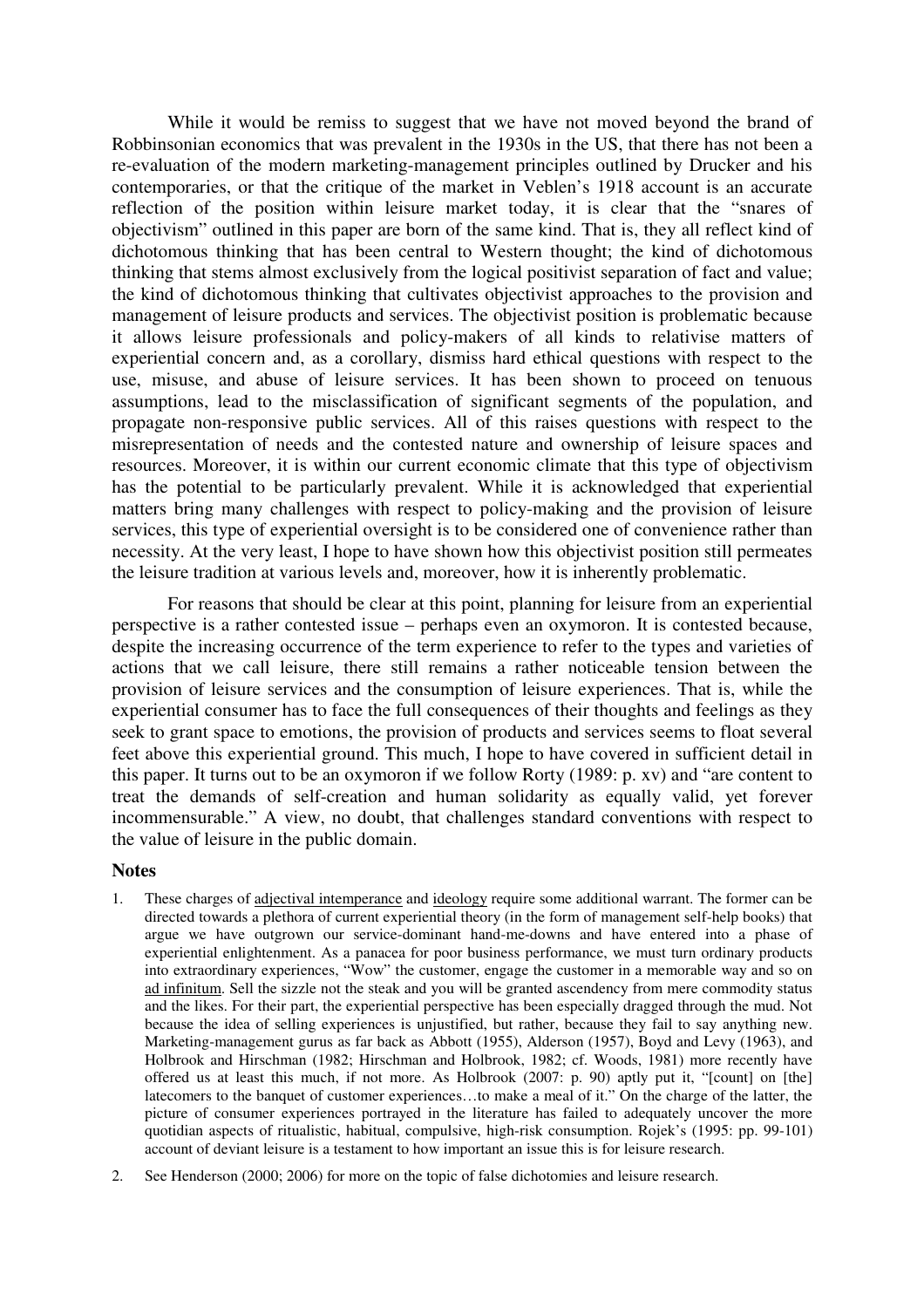While it would be remiss to suggest that we have not moved beyond the brand of Robbinsonian economics that was prevalent in the 1930s in the US, that there has not been a re-evaluation of the modern marketing-management principles outlined by Drucker and his contemporaries, or that the critique of the market in Veblen's 1918 account is an accurate reflection of the position within leisure market today, it is clear that the "snares of objectivism" outlined in this paper are born of the same kind. That is, they all reflect kind of dichotomous thinking that has been central to Western thought; the kind of dichotomous thinking that stems almost exclusively from the logical positivist separation of fact and value; the kind of dichotomous thinking that cultivates objectivist approaches to the provision and management of leisure products and services. The objectivist position is problematic because it allows leisure professionals and policy-makers of all kinds to relativise matters of experiential concern and, as a corollary, dismiss hard ethical questions with respect to the use, misuse, and abuse of leisure services. It has been shown to proceed on tenuous assumptions, lead to the misclassification of significant segments of the population, and propagate non-responsive public services. All of this raises questions with respect to the misrepresentation of needs and the contested nature and ownership of leisure spaces and resources. Moreover, it is within our current economic climate that this type of objectivism has the potential to be particularly prevalent. While it is acknowledged that experiential matters bring many challenges with respect to policy-making and the provision of leisure services, this type of experiential oversight is to be considered one of convenience rather than necessity. At the very least, I hope to have shown how this objectivist position still permeates the leisure tradition at various levels and, moreover, how it is inherently problematic.

For reasons that should be clear at this point, planning for leisure from an experiential perspective is a rather contested issue – perhaps even an oxymoron. It is contested because, despite the increasing occurrence of the term experience to refer to the types and varieties of actions that we call leisure, there still remains a rather noticeable tension between the provision of leisure services and the consumption of leisure experiences. That is, while the experiential consumer has to face the full consequences of their thoughts and feelings as they seek to grant space to emotions, the provision of products and services seems to float several feet above this experiential ground. This much, I hope to have covered in sufficient detail in this paper. It turns out to be an oxymoron if we follow Rorty (1989: p. xv) and "are content to treat the demands of self-creation and human solidarity as equally valid, yet forever incommensurable." A view, no doubt, that challenges standard conventions with respect to the value of leisure in the public domain.

## Notes

1. These charges of adjectival intemperance and ideology require some additional warrant. The former can be directed towards a plethora of current experiential theory (in the form of management self-help books) that argue we have outgrown our service-dominant hand-me-downs and have entered into a phase of experiential enlightenment. As a panacea for poor business performance, we must turn ordinary products into extraordinary experiences, "Wow" the customer, engage the customer in a memorable way and so on ad infinitum. Sell the sizzle not the steak and you will be granted ascendency from mere commodity status and the likes. For their part, the experiential perspective has been especially dragged through the mud. Not because the idea of selling experiences is unjustified, but rather, because they fail to say anything new. Marketing-management gurus as far back as Abbott (1955), Alderson (1957), Boyd and Levy (1963), and Holbrook and Hirschman (1982; Hirschman and Holbrook, 1982; cf. Woods, 1981) more recently have offered us at least this much, if not more. As Holbrook (2007: p. 90) aptly put it, "[count] on [the] latecomers to the banquet of customer experiences…to make a meal of it." On the charge of the latter, the picture of consumer experiences portrayed in the literature has failed to adequately uncover the more quotidian aspects of ritualistic, habitual, compulsive, high-risk consumption. Rojek's (1995: pp. 99-101) account of deviant leisure is a testament to how important an issue this is for leisure research.
2. See Henderson (2000; 2006) for more on the topic of false dichotomies and leisure research.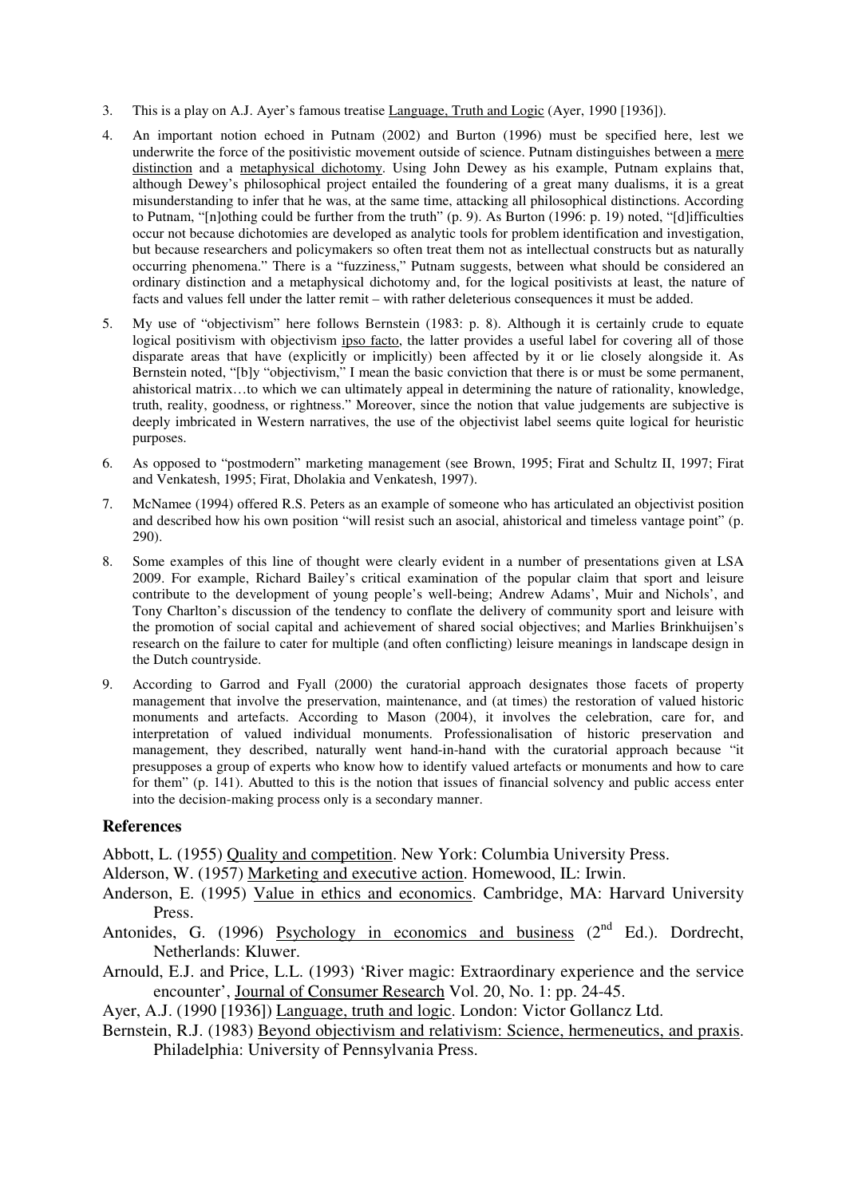3. This is a play on A.J. Ayer's famous treatise Language, Truth and Logic (Ayer, 1990 [1936]).

4. An important notion echoed in Putnam (2002) and Burton (1996) must be specified here, lest we underwrite the force of the positivistic movement outside of science. Putnam distinguishes between a mere distinction and a metaphysical dichotomy. Using John Dewey as his example, Putnam explains that, although Dewey's philosophical project entailed the foundering of a great many dualisms, it is a great misunderstanding to infer that he was, at the same time, attacking all philosophical distinctions. According to Putnam, "[n]othing could be further from the truth" (p. 9). As Burton (1996: p. 19) noted, "[d]ifficulties occur not because dichotomies are developed as analytic tools for problem identification and investigation, but because researchers and policymakers so often treat them not as intellectual constructs but as naturally occurring phenomena." There is a "fuzziness," Putnam suggests, between what should be considered an ordinary distinction and a metaphysical dichotomy and, for the logical positivists at least, the nature of facts and values fell under the latter remit – with rather deleterious consequences it must be added.

5. My use of "objectivism" here follows Bernstein (1983: p. 8). Although it is certainly crude to equate logical positivism with objectivism ipso facto, the latter provides a useful label for covering all of those disparate areas that have (explicitly or implicitly) been affected by it or lie closely alongside it. As Bernstein noted, "[b]y "objectivism," I mean the basic conviction that there is or must be some permanent, ahistorical matrix…to which we can ultimately appeal in determining the nature of rationality, knowledge, truth, reality, goodness, or rightness." Moreover, since the notion that value judgements are subjective is deeply imbricated in Western narratives, the use of the objectivist label seems quite logical for heuristic purposes.

6. As opposed to "postmodern" marketing management (see Brown, 1995; Firat and Schultz II, 1997; Firat and Venkatesh, 1995; Firat, Dholakia and Venkatesh, 1997).

7. McNamee (1994) offered R.S. Peters as an example of someone who has articulated an objectivist position and described how his own position "will resist such an asocial, ahistorical and timeless vantage point" (p. 290).

8. Some examples of this line of thought were clearly evident in a number of presentations given at LSA 2009. For example, Richard Bailey's critical examination of the popular claim that sport and leisure contribute to the development of young people's well-being; Andrew Adams', Muir and Nichols', and Tony Charlton's discussion of the tendency to conflate the delivery of community sport and leisure with the promotion of social capital and achievement of shared social objectives; and Marlies Brinkhuijsen's research on the failure to cater for multiple (and often conflicting) leisure meanings in landscape design in the Dutch countryside.

9. According to Garrod and Fyall (2000) the curatorial approach designates those facets of property management that involve the preservation, maintenance, and (at times) the restoration of valued historic monuments and artefacts. According to Mason (2004), it involves the celebration, care for, and interpretation of valued individual monuments. Professionalisation of historic preservation and management, they described, naturally went hand-in-hand with the curatorial approach because "it presupposes a group of experts who know how to identify valued artefacts or monuments and how to care for them" (p. 141). Abutted to this is the notion that issues of financial solvency and public access enter into the decision-making process only is a secondary manner.

## References

Abbott, L. (1955) Quality and competition. New York: Columbia University Press.

Alderson, W. (1957) Marketing and executive action. Homewood, IL: Irwin.

Anderson, E. (1995) Value in ethics and economics. Cambridge, MA: Harvard University Press.

Antonides, G. (1996) Psychology in economics and business (2nd Ed.). Dordrecht, Netherlands: Kluwer.

Arnould, E.J. and Price, L.L. (1993) 'River magic: Extraordinary experience and the service encounter', Journal of Consumer Research Vol. 20, No. 1: pp. 24-45.

Ayer, A.J. (1990 [1936]) Language, truth and logic. London: Victor Gollancz Ltd.

Bernstein, R.J. (1983) Beyond objectivism and relativism: Science, hermeneutics, and praxis. Philadelphia: University of Pennsylvania Press.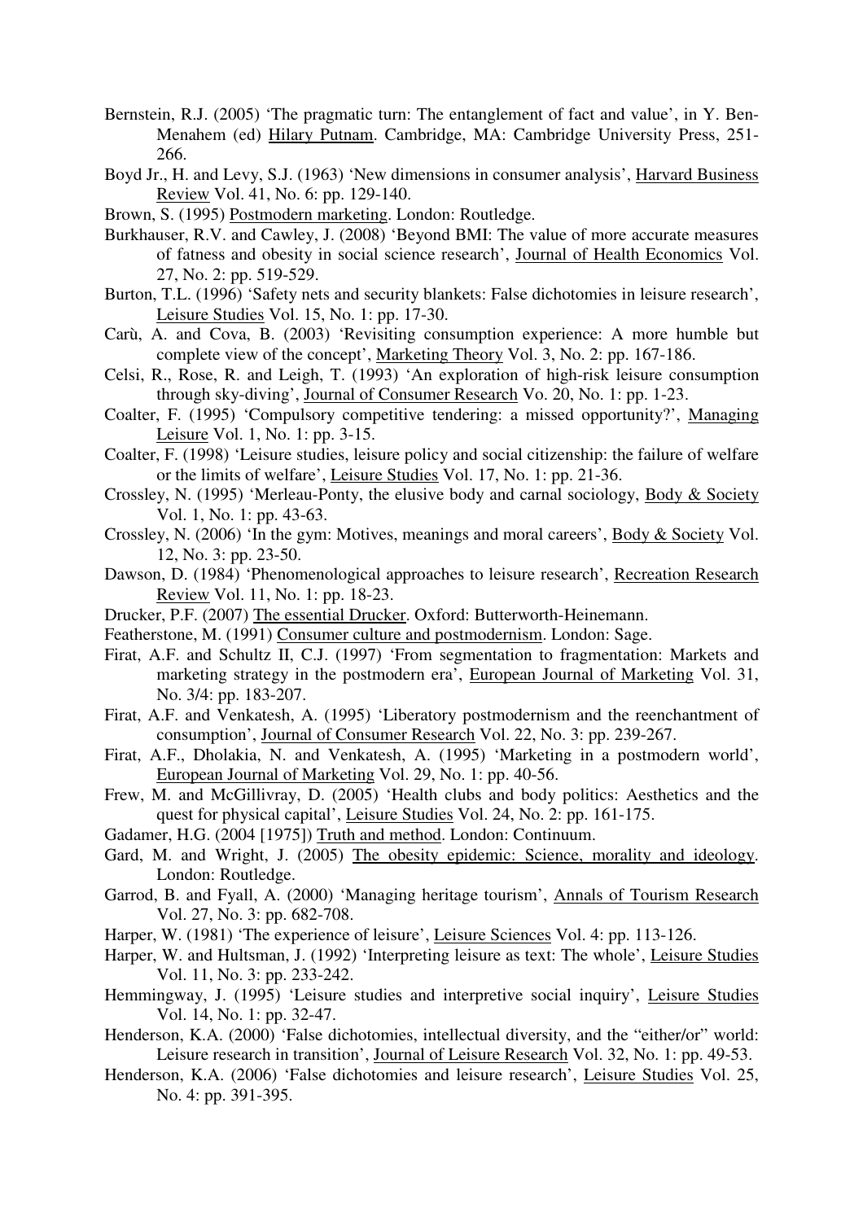Bernstein, R.J. (2005) 'The pragmatic turn: The entanglement of fact and value', in Y. Ben-Menahem (ed) Hilary Putnam. Cambridge, MA: Cambridge University Press, 251-266.

Boyd Jr., H. and Levy, S.J. (1963) 'New dimensions in consumer analysis', Harvard Business Review Vol. 41, No. 6: pp. 129-140.

Brown, S. (1995) Postmodern marketing. London: Routledge.

Burkhauser, R.V. and Cawley, J. (2008) 'Beyond BMI: The value of more accurate measures of fatness and obesity in social science research', Journal of Health Economics Vol. 27, No. 2: pp. 519-529.

Burton, T.L. (1996) 'Safety nets and security blankets: False dichotomies in leisure research', Leisure Studies Vol. 15, No. 1: pp. 17-30.

Carù, A. and Cova, B. (2003) 'Revisiting consumption experience: A more humble but complete view of the concept', Marketing Theory Vol. 3, No. 2: pp. 167-186.

Celsi, R., Rose, R. and Leigh, T. (1993) 'An exploration of high-risk leisure consumption through sky-diving', Journal of Consumer Research Vo. 20, No. 1: pp. 1-23.

Coalter, F. (1995) 'Compulsory competitive tendering: a missed opportunity?', Managing Leisure Vol. 1, No. 1: pp. 3-15.

Coalter, F. (1998) 'Leisure studies, leisure policy and social citizenship: the failure of welfare or the limits of welfare', Leisure Studies Vol. 17, No. 1: pp. 21-36.

Crossley, N. (1995) 'Merleau-Ponty, the elusive body and carnal sociology, Body & Society Vol. 1, No. 1: pp. 43-63.

Crossley, N. (2006) 'In the gym: Motives, meanings and moral careers', Body & Society Vol. 12, No. 3: pp. 23-50.

Dawson, D. (1984) 'Phenomenological approaches to leisure research', Recreation Research Review Vol. 11, No. 1: pp. 18-23.

Drucker, P.F. (2007) The essential Drucker. Oxford: Butterworth-Heinemann.

Featherstone, M. (1991) Consumer culture and postmodernism. London: Sage.

Firat, A.F. and Schultz II, C.J. (1997) 'From segmentation to fragmentation: Markets and marketing strategy in the postmodern era', European Journal of Marketing Vol. 31, No. 3/4: pp. 183-207.

Firat, A.F. and Venkatesh, A. (1995) 'Liberatory postmodernism and the reenchantment of consumption', Journal of Consumer Research Vol. 22, No. 3: pp. 239-267.

Firat, A.F., Dholakia, N. and Venkatesh, A. (1995) 'Marketing in a postmodern world', European Journal of Marketing Vol. 29, No. 1: pp. 40-56.

Frew, M. and McGillivray, D. (2005) 'Health clubs and body politics: Aesthetics and the quest for physical capital', Leisure Studies Vol. 24, No. 2: pp. 161-175.

Gadamer, H.G. (2004 [1975]) Truth and method. London: Continuum.

Gard, M. and Wright, J. (2005) The obesity epidemic: Science, morality and ideology. London: Routledge.

Garrod, B. and Fyall, A. (2000) 'Managing heritage tourism', Annals of Tourism Research Vol. 27, No. 3: pp. 682-708.

Harper, W. (1981) 'The experience of leisure', Leisure Sciences Vol. 4: pp. 113-126.

Harper, W. and Hultsman, J. (1992) 'Interpreting leisure as text: The whole', Leisure Studies Vol. 11, No. 3: pp. 233-242.

Hemmingway, J. (1995) 'Leisure studies and interpretive social inquiry', Leisure Studies Vol. 14, No. 1: pp. 32-47.

Henderson, K.A. (2000) 'False dichotomies, intellectual diversity, and the "either/or" world: Leisure research in transition', Journal of Leisure Research Vol. 32, No. 1: pp. 49-53.

Henderson, K.A. (2006) 'False dichotomies and leisure research', Leisure Studies Vol. 25, No. 4: pp. 391-395.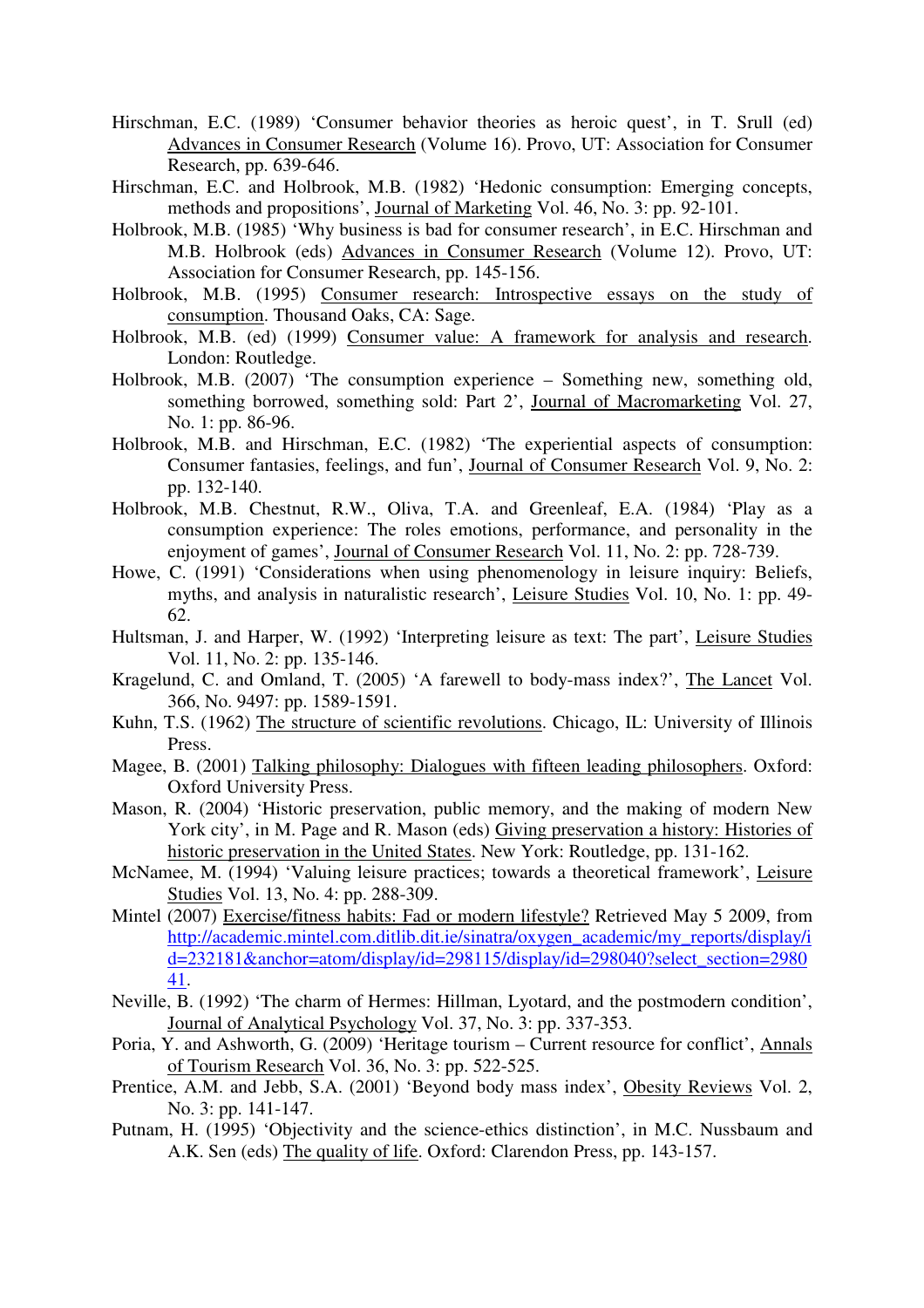Hirschman, E.C. (1989) 'Consumer behavior theories as heroic quest', in T. Srull (ed) Advances in Consumer Research (Volume 16). Provo, UT: Association for Consumer Research, pp. 639-646.

Hirschman, E.C. and Holbrook, M.B. (1982) 'Hedonic consumption: Emerging concepts, methods and propositions', Journal of Marketing Vol. 46, No. 3: pp. 92-101.

Holbrook, M.B. (1985) 'Why business is bad for consumer research', in E.C. Hirschman and M.B. Holbrook (eds) Advances in Consumer Research (Volume 12). Provo, UT: Association for Consumer Research, pp. 145-156.

Holbrook, M.B. (1995) Consumer research: Introspective essays on the study of consumption. Thousand Oaks, CA: Sage.

Holbrook, M.B. (ed) (1999) Consumer value: A framework for analysis and research. London: Routledge.

Holbrook, M.B. (2007) 'The consumption experience – Something new, something old, something borrowed, something sold: Part 2', Journal of Macromarketing Vol. 27, No. 1: pp. 86-96.

Holbrook, M.B. and Hirschman, E.C. (1982) 'The experiential aspects of consumption: Consumer fantasies, feelings, and fun', Journal of Consumer Research Vol. 9, No. 2: pp. 132-140.

Holbrook, M.B. Chestnut, R.W., Oliva, T.A. and Greenleaf, E.A. (1984) 'Play as a consumption experience: The roles emotions, performance, and personality in the enjoyment of games', Journal of Consumer Research Vol. 11, No. 2: pp. 728-739.

Howe, C. (1991) 'Considerations when using phenomenology in leisure inquiry: Beliefs, myths, and analysis in naturalistic research', Leisure Studies Vol. 10, No. 1: pp. 49-62.

Hultsman, J. and Harper, W. (1992) 'Interpreting leisure as text: The part', Leisure Studies Vol. 11, No. 2: pp. 135-146.

Kragelund, C. and Omland, T. (2005) 'A farewell to body-mass index?', The Lancet Vol. 366, No. 9497: pp. 1589-1591.

Kuhn, T.S. (1962) The structure of scientific revolutions. Chicago, IL: University of Illinois Press.

Magee, B. (2001) Talking philosophy: Dialogues with fifteen leading philosophers. Oxford: Oxford University Press.

Mason, R. (2004) 'Historic preservation, public memory, and the making of modern New York city', in M. Page and R. Mason (eds) Giving preservation a history: Histories of historic preservation in the United States. New York: Routledge, pp. 131-162.

McNamee, M. (1994) 'Valuing leisure practices; towards a theoretical framework', Leisure Studies Vol. 13, No. 4: pp. 288-309.

Mintel (2007) Exercise/fitness habits: Fad or modern lifestyle? Retrieved May 5 2009, from http://academic.mintel.com.ditlib.dit.ie/sinatra/oxygen_academic/my_reports/display/id=232181&anchor=atom/display/id=298115/display/id=298040?select_section=298041.

Neville, B. (1992) 'The charm of Hermes: Hillman, Lyotard, and the postmodern condition', Journal of Analytical Psychology Vol. 37, No. 3: pp. 337-353.

Poria, Y. and Ashworth, G. (2009) 'Heritage tourism – Current resource for conflict', Annals of Tourism Research Vol. 36, No. 3: pp. 522-525.

Prentice, A.M. and Jebb, S.A. (2001) 'Beyond body mass index', Obesity Reviews Vol. 2, No. 3: pp. 141-147.

Putnam, H. (1995) 'Objectivity and the science-ethics distinction', in M.C. Nussbaum and A.K. Sen (eds) The quality of life. Oxford: Clarendon Press, pp. 143-157.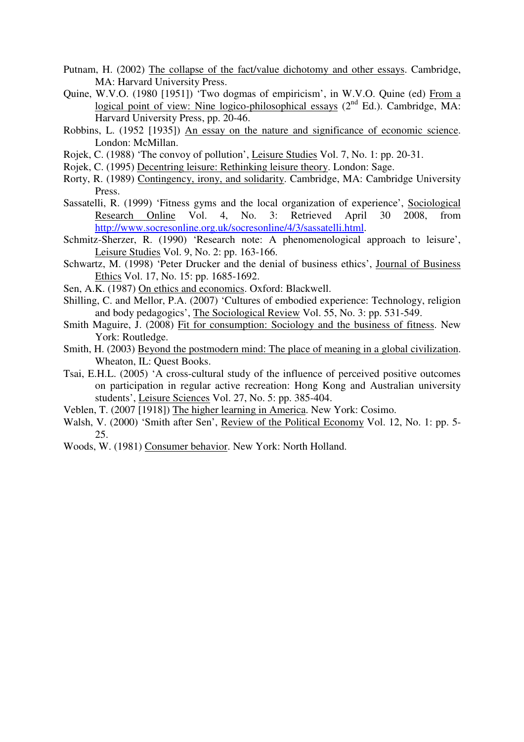Putnam, H. (2002) The collapse of the fact/value dichotomy and other essays. Cambridge, MA: Harvard University Press.

Quine, W.V.O. (1980 [1951]) 'Two dogmas of empiricism', in W.V.O. Quine (ed) From a logical point of view: Nine logico-philosophical essays (2nd Ed.). Cambridge, MA: Harvard University Press, pp. 20-46.

Robbins, L. (1952 [1935]) An essay on the nature and significance of economic science. London: McMillan.

Rojek, C. (1988) 'The convoy of pollution', Leisure Studies Vol. 7, No. 1: pp. 20-31.

Rojek, C. (1995) Decentring leisure: Rethinking leisure theory. London: Sage.

Rorty, R. (1989) Contingency, irony, and solidarity. Cambridge, MA: Cambridge University Press.

Sassatelli, R. (1999) 'Fitness gyms and the local organization of experience', Sociological Research Online Vol. 4, No. 3: Retrieved April 30 2008, from http://www.socresonline.org.uk/socresonline/4/3/sassatelli.html.

Schmitz-Sherzer, R. (1990) 'Research note: A phenomenological approach to leisure', Leisure Studies Vol. 9, No. 2: pp. 163-166.

Schwartz, M. (1998) 'Peter Drucker and the denial of business ethics', Journal of Business Ethics Vol. 17, No. 15: pp. 1685-1692.

Sen, A.K. (1987) On ethics and economics. Oxford: Blackwell.

Shilling, C. and Mellor, P.A. (2007) 'Cultures of embodied experience: Technology, religion and body pedagogics', The Sociological Review Vol. 55, No. 3: pp. 531-549.

Smith Maguire, J. (2008) Fit for consumption: Sociology and the business of fitness. New York: Routledge.

Smith, H. (2003) Beyond the postmodern mind: The place of meaning in a global civilization. Wheaton, IL: Quest Books.

Tsai, E.H.L. (2005) 'A cross-cultural study of the influence of perceived positive outcomes on participation in regular active recreation: Hong Kong and Australian university students', Leisure Sciences Vol. 27, No. 5: pp. 385-404.

Veblen, T. (2007 [1918]) The higher learning in America. New York: Cosimo.

Walsh, V. (2000) 'Smith after Sen', Review of the Political Economy Vol. 12, No. 1: pp. 5-25.

Woods, W. (1981) Consumer behavior. New York: North Holland.